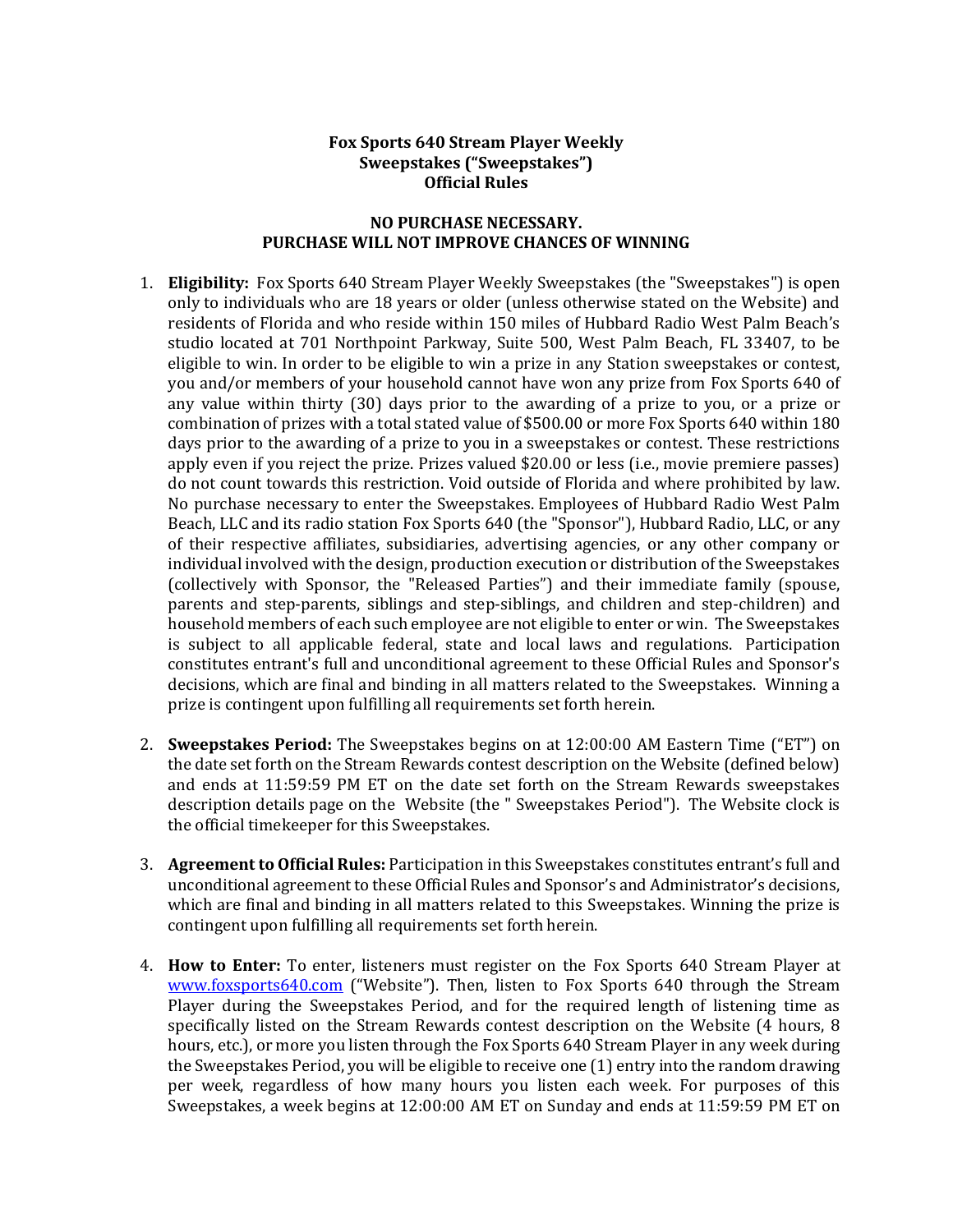**Fox Sports 640 Stream Player Weekly Sweepstakes ("Sweepstakes") Official Rules**

**NO PURCHASE NECESSARY. PURCHASE WILL NOT IMPROVE CHANCES OF WINNING**

1. **Eligibility:** Fox Sports 640 Stream Player Weekly Sweepstakes (the "Sweepstakes") is open only to individuals who are 18 years or older (unless otherwise stated on the Website) and residents of Florida and who reside within 150 miles of Hubbard Radio West Palm Beach's studio located at 701 Northpoint Parkway, Suite 500, West Palm Beach, FL 33407, to be eligible to win. In order to be eligible to win a prize in any Station sweepstakes or contest, you and/or members of your household cannot have won any prize from Fox Sports 640 of any value within thirty (30) days prior to the awarding of a prize to you, or a prize or combination of prizes with a total stated value of $500.00 or more Fox Sports 640 within 180 days prior to the awarding of a prize to you in a sweepstakes or contest. These restrictions apply even if you reject the prize. Prizes valued $20.00 or less (i.e., movie premiere passes) do not count towards this restriction. Void outside of Florida and where prohibited by law. No purchase necessary to enter the Sweepstakes. Employees of Hubbard Radio West Palm Beach, LLC and its radio station Fox Sports 640 (the "Sponsor"), Hubbard Radio, LLC, or any of their respective affiliates, subsidiaries, advertising agencies, or any other company or individual involved with the design, production execution or distribution of the Sweepstakes (collectively with Sponsor, the "Released Parties") and their immediate family (spouse, parents and step-parents, siblings and step-siblings, and children and step-children) and household members of each such employee are not eligible to enter or win. The Sweepstakes is subject to all applicable federal, state and local laws and regulations. Participation constitutes entrant's full and unconditional agreement to these Official Rules and Sponsor's decisions, which are final and binding in all matters related to the Sweepstakes. Winning a prize is contingent upon fulfilling all requirements set forth herein.

2. **Sweepstakes Period:** The Sweepstakes begins on at 12:00:00 AM Eastern Time ("ET") on the date set forth on the Stream Rewards contest description on the Website (defined below) and ends at 11:59:59 PM ET on the date set forth on the Stream Rewards sweepstakes description details page on the Website (the " Sweepstakes Period"). The Website clock is the official timekeeper for this Sweepstakes.

3. **Agreement to Official Rules:** Participation in this Sweepstakes constitutes entrant's full and unconditional agreement to these Official Rules and Sponsor's and Administrator's decisions, which are final and binding in all matters related to this Sweepstakes. Winning the prize is contingent upon fulfilling all requirements set forth herein.

4. **How to Enter:** To enter, listeners must register on the Fox Sports 640 Stream Player at www.foxsports640.com ("Website"). Then, listen to Fox Sports 640 through the Stream Player during the Sweepstakes Period, and for the required length of listening time as specifically listed on the Stream Rewards contest description on the Website (4 hours, 8 hours, etc.), or more you listen through the Fox Sports 640 Stream Player in any week during the Sweepstakes Period, you will be eligible to receive one (1) entry into the random drawing per week, regardless of how many hours you listen each week. For purposes of this Sweepstakes, a week begins at 12:00:00 AM ET on Sunday and ends at 11:59:59 PM ET on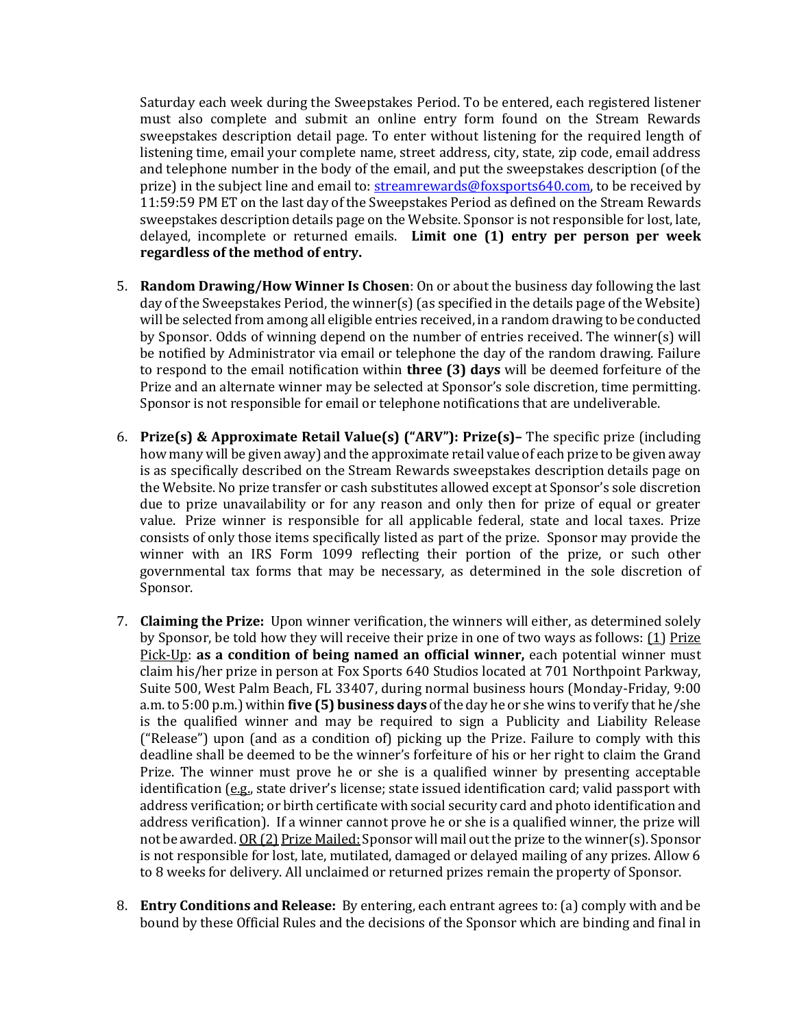Saturday each week during the Sweepstakes Period. To be entered, each registered listener must also complete and submit an online entry form found on the Stream Rewards sweepstakes description detail page. To enter without listening for the required length of listening time, email your complete name, street address, city, state, zip code, email address and telephone number in the body of the email, and put the sweepstakes description (of the prize) in the subject line and email to: [streamrewards@foxsports640.com](mailto:streamrewards@foxsports640.com), to be received by 11:59:59 PM ET on the last day of the Sweepstakes Period as defined on the Stream Rewards sweepstakes description details page on the Website. Sponsor is not responsible for lost, late, delayed, incomplete or returned emails. **Limit one (1) entry per person per week regardless of the method of entry.**

5. **Random Drawing/How Winner Is Chosen**: On or about the business day following the last day of the Sweepstakes Period, the winner(s) (as specified in the details page of the Website) will be selected from among all eligible entries received, in a random drawing to be conducted by Sponsor. Odds of winning depend on the number of entries received. The winner(s) will be notified by Administrator via email or telephone the day of the random drawing. Failure to respond to the email notification within **three (3) days** will be deemed forfeiture of the Prize and an alternate winner may be selected at Sponsor's sole discretion, time permitting. Sponsor is not responsible for email or telephone notifications that are undeliverable.

6. **Prize(s) & Approximate Retail Value(s) ("ARV"): Prize(s)–** The specific prize (including how many will be given away) and the approximate retail value of each prize to be given away is as specifically described on the Stream Rewards sweepstakes description details page on the Website. No prize transfer or cash substitutes allowed except at Sponsor's sole discretion due to prize unavailability or for any reason and only then for prize of equal or greater value. Prize winner is responsible for all applicable federal, state and local taxes. Prize consists of only those items specifically listed as part of the prize. Sponsor may provide the winner with an IRS Form 1099 reflecting their portion of the prize, or such other governmental tax forms that may be necessary, as determined in the sole discretion of Sponsor.

7. **Claiming the Prize:** Upon winner verification, the winners will either, as determined solely by Sponsor, be told how they will receive their prize in one of two ways as follows: (1) Prize Pick-Up: **as a condition of being named an official winner,** each potential winner must claim his/her prize in person at Fox Sports 640 Studios located at 701 Northpoint Parkway, Suite 500, West Palm Beach, FL 33407, during normal business hours (Monday-Friday, 9:00 a.m. to 5:00 p.m.) within **five (5) business days** of the day he or she wins to verify that he/she is the qualified winner and may be required to sign a Publicity and Liability Release ("Release") upon (and as a condition of) picking up the Prize. Failure to comply with this deadline shall be deemed to be the winner's forfeiture of his or her right to claim the Grand Prize. The winner must prove he or she is a qualified winner by presenting acceptable identification (e.g., state driver's license; state issued identification card; valid passport with address verification; or birth certificate with social security card and photo identification and address verification). If a winner cannot prove he or she is a qualified winner, the prize will not be awarded. OR (2) Prize Mailed: Sponsor will mail out the prize to the winner(s). Sponsor is not responsible for lost, late, mutilated, damaged or delayed mailing of any prizes. Allow 6 to 8 weeks for delivery. All unclaimed or returned prizes remain the property of Sponsor.

8. **Entry Conditions and Release:** By entering, each entrant agrees to: (a) comply with and be bound by these Official Rules and the decisions of the Sponsor which are binding and final in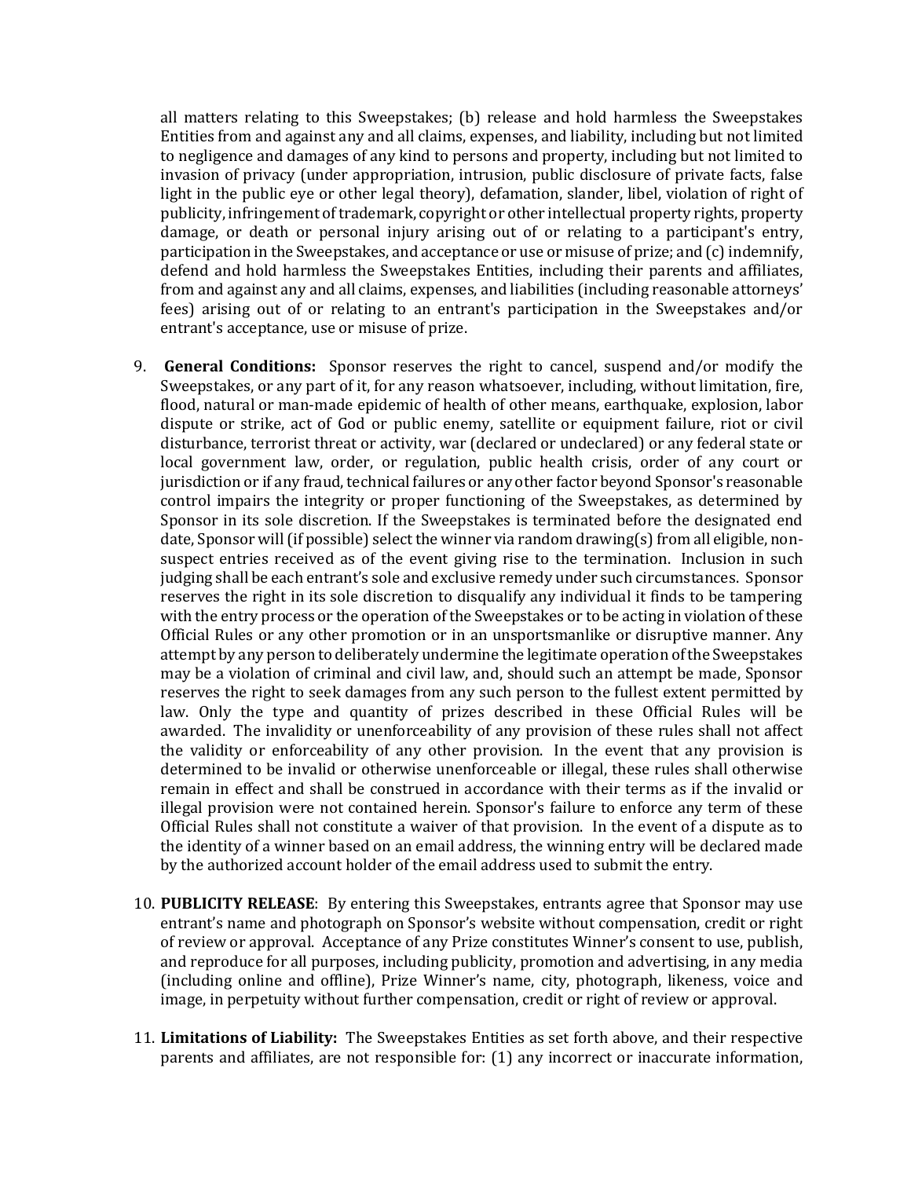all matters relating to this Sweepstakes; (b) release and hold harmless the Sweepstakes Entities from and against any and all claims, expenses, and liability, including but not limited to negligence and damages of any kind to persons and property, including but not limited to invasion of privacy (under appropriation, intrusion, public disclosure of private facts, false light in the public eye or other legal theory), defamation, slander, libel, violation of right of publicity, infringement of trademark, copyright or other intellectual property rights, property damage, or death or personal injury arising out of or relating to a participant's entry, participation in the Sweepstakes, and acceptance or use or misuse of prize; and (c) indemnify, defend and hold harmless the Sweepstakes Entities, including their parents and affiliates, from and against any and all claims, expenses, and liabilities (including reasonable attorneys' fees) arising out of or relating to an entrant's participation in the Sweepstakes and/or entrant's acceptance, use or misuse of prize.

9. **General Conditions:** Sponsor reserves the right to cancel, suspend and/or modify the Sweepstakes, or any part of it, for any reason whatsoever, including, without limitation, fire, flood, natural or man-made epidemic of health of other means, earthquake, explosion, labor dispute or strike, act of God or public enemy, satellite or equipment failure, riot or civil disturbance, terrorist threat or activity, war (declared or undeclared) or any federal state or local government law, order, or regulation, public health crisis, order of any court or jurisdiction or if any fraud, technical failures or any other factor beyond Sponsor's reasonable control impairs the integrity or proper functioning of the Sweepstakes, as determined by Sponsor in its sole discretion. If the Sweepstakes is terminated before the designated end date, Sponsor will (if possible) select the winner via random drawing(s) from all eligible, non-suspect entries received as of the event giving rise to the termination. Inclusion in such judging shall be each entrant's sole and exclusive remedy under such circumstances. Sponsor reserves the right in its sole discretion to disqualify any individual it finds to be tampering with the entry process or the operation of the Sweepstakes or to be acting in violation of these Official Rules or any other promotion or in an unsportsmanlike or disruptive manner. Any attempt by any person to deliberately undermine the legitimate operation of the Sweepstakes may be a violation of criminal and civil law, and, should such an attempt be made, Sponsor reserves the right to seek damages from any such person to the fullest extent permitted by law. Only the type and quantity of prizes described in these Official Rules will be awarded. The invalidity or unenforceability of any provision of these rules shall not affect the validity or enforceability of any other provision. In the event that any provision is determined to be invalid or otherwise unenforceable or illegal, these rules shall otherwise remain in effect and shall be construed in accordance with their terms as if the invalid or illegal provision were not contained herein. Sponsor's failure to enforce any term of these Official Rules shall not constitute a waiver of that provision. In the event of a dispute as to the identity of a winner based on an email address, the winning entry will be declared made by the authorized account holder of the email address used to submit the entry.

10. **PUBLICITY RELEASE**: By entering this Sweepstakes, entrants agree that Sponsor may use entrant's name and photograph on Sponsor's website without compensation, credit or right of review or approval. Acceptance of any Prize constitutes Winner's consent to use, publish, and reproduce for all purposes, including publicity, promotion and advertising, in any media (including online and offline), Prize Winner's name, city, photograph, likeness, voice and image, in perpetuity without further compensation, credit or right of review or approval.

11. **Limitations of Liability:** The Sweepstakes Entities as set forth above, and their respective parents and affiliates, are not responsible for: (1) any incorrect or inaccurate information,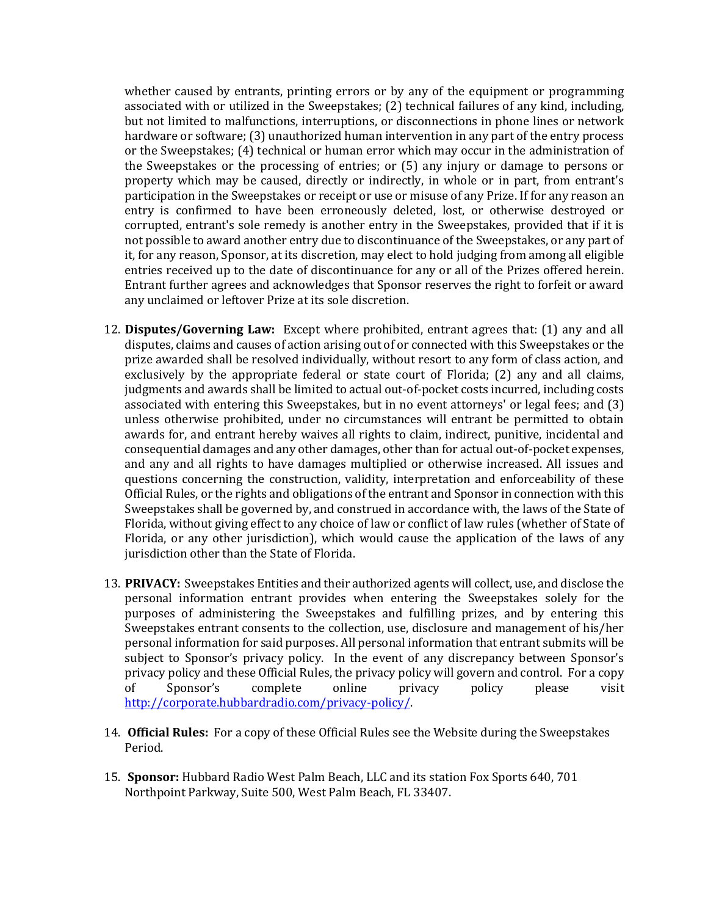whether caused by entrants, printing errors or by any of the equipment or programming associated with or utilized in the Sweepstakes; (2) technical failures of any kind, including, but not limited to malfunctions, interruptions, or disconnections in phone lines or network hardware or software; (3) unauthorized human intervention in any part of the entry process or the Sweepstakes; (4) technical or human error which may occur in the administration of the Sweepstakes or the processing of entries; or (5) any injury or damage to persons or property which may be caused, directly or indirectly, in whole or in part, from entrant's participation in the Sweepstakes or receipt or use or misuse of any Prize. If for any reason an entry is confirmed to have been erroneously deleted, lost, or otherwise destroyed or corrupted, entrant's sole remedy is another entry in the Sweepstakes, provided that if it is not possible to award another entry due to discontinuance of the Sweepstakes, or any part of it, for any reason, Sponsor, at its discretion, may elect to hold judging from among all eligible entries received up to the date of discontinuance for any or all of the Prizes offered herein. Entrant further agrees and acknowledges that Sponsor reserves the right to forfeit or award any unclaimed or leftover Prize at its sole discretion.

12. **Disputes/Governing Law:** Except where prohibited, entrant agrees that: (1) any and all disputes, claims and causes of action arising out of or connected with this Sweepstakes or the prize awarded shall be resolved individually, without resort to any form of class action, and exclusively by the appropriate federal or state court of Florida; (2) any and all claims, judgments and awards shall be limited to actual out-of-pocket costs incurred, including costs associated with entering this Sweepstakes, but in no event attorneys' or legal fees; and (3) unless otherwise prohibited, under no circumstances will entrant be permitted to obtain awards for, and entrant hereby waives all rights to claim, indirect, punitive, incidental and consequential damages and any other damages, other than for actual out-of-pocket expenses, and any and all rights to have damages multiplied or otherwise increased. All issues and questions concerning the construction, validity, interpretation and enforceability of these Official Rules, or the rights and obligations of the entrant and Sponsor in connection with this Sweepstakes shall be governed by, and construed in accordance with, the laws of the State of Florida, without giving effect to any choice of law or conflict of law rules (whether of State of Florida, or any other jurisdiction), which would cause the application of the laws of any jurisdiction other than the State of Florida.

13. **PRIVACY:** Sweepstakes Entities and their authorized agents will collect, use, and disclose the personal information entrant provides when entering the Sweepstakes solely for the purposes of administering the Sweepstakes and fulfilling prizes, and by entering this Sweepstakes entrant consents to the collection, use, disclosure and management of his/her personal information for said purposes. All personal information that entrant submits will be subject to Sponsor's privacy policy. In the event of any discrepancy between Sponsor's privacy policy and these Official Rules, the privacy policy will govern and control. For a copy of Sponsor's complete online privacy policy please visit http://corporate.hubbardradio.com/privacy-policy/.

14. **Official Rules:** For a copy of these Official Rules see the Website during the Sweepstakes Period.

15. **Sponsor:** Hubbard Radio West Palm Beach, LLC and its station Fox Sports 640, 701 Northpoint Parkway, Suite 500, West Palm Beach, FL 33407.